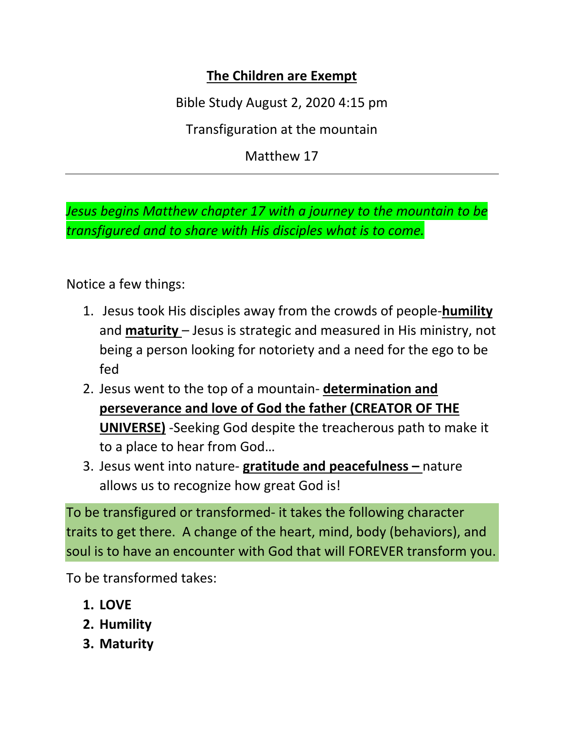# The Children are Exempt

Bible Study August 2, 2020 4:15 pm

Transfiguration at the mountain

Matthew 17

---

*Jesus begins Matthew chapter 17 with a journey to the mountain to be transfigured and to share with His disciples what is to come.*

Notice a few things:

1. Jesus took His disciples away from the crowds of people-**humility** and **maturity** – Jesus is strategic and measured in His ministry, not being a person looking for notoriety and a need for the ego to be fed
2. Jesus went to the top of a mountain- **determination and perseverance and love of God the father (CREATOR OF THE UNIVERSE)** -Seeking God despite the treacherous path to make it to a place to hear from God…
3. Jesus went into nature- **gratitude and peacefulness –** nature allows us to recognize how great God is!

To be transfigured or transformed- it takes the following character traits to get there. A change of the heart, mind, body (behaviors), and soul is to have an encounter with God that will FOREVER transform you.

To be transformed takes:

1. **LOVE**
2. **Humility**
3. **Maturity**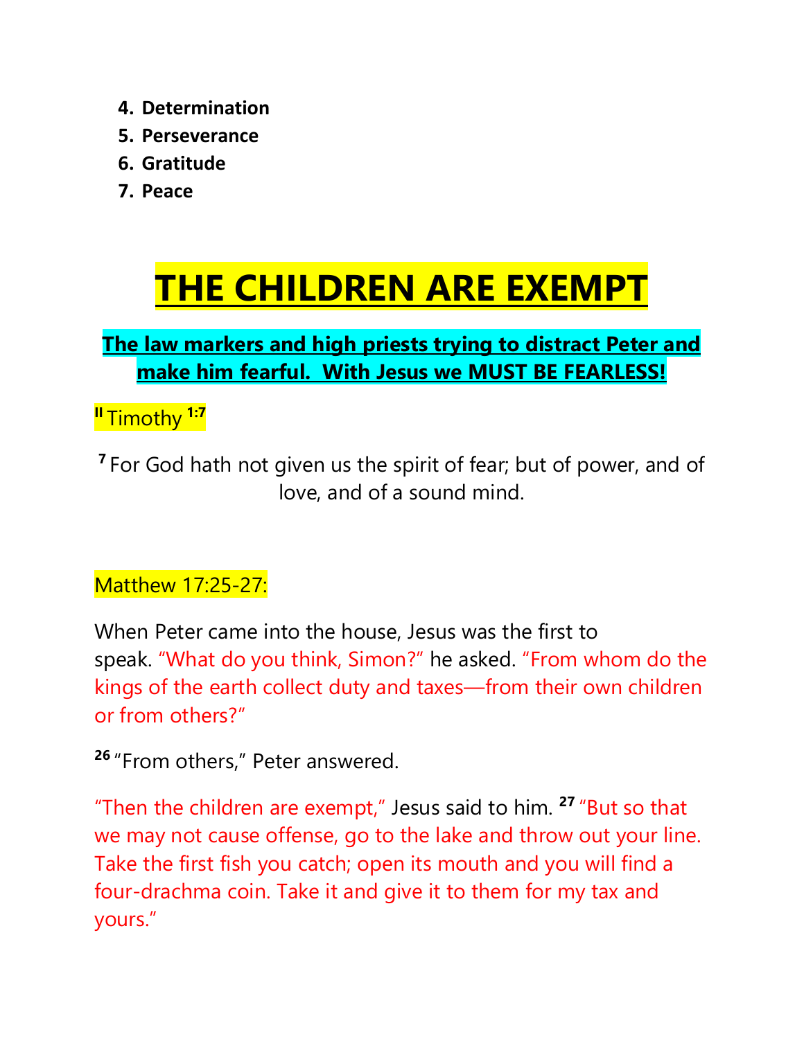4. **Determination**
5. **Perseverance**
6. **Gratitude**
7. **Peace**

# THE CHILDREN ARE EXEMPT

### The law markers and high priests trying to distract Peter and make him fearful. With Jesus we MUST BE FEARLESS!

II Timothy 1:7

7 For God hath not given us the spirit of fear; but of power, and of love, and of a sound mind.

Matthew 17:25-27:

When Peter came into the house, Jesus was the first to speak. "What do you think, Simon?" he asked. "From whom do the kings of the earth collect duty and taxes—from their own children or from others?"

26 "From others," Peter answered.

"Then the children are exempt," Jesus said to him. 27 "But so that we may not cause offense, go to the lake and throw out your line. Take the first fish you catch; open its mouth and you will find a four-drachma coin. Take it and give it to them for my tax and yours."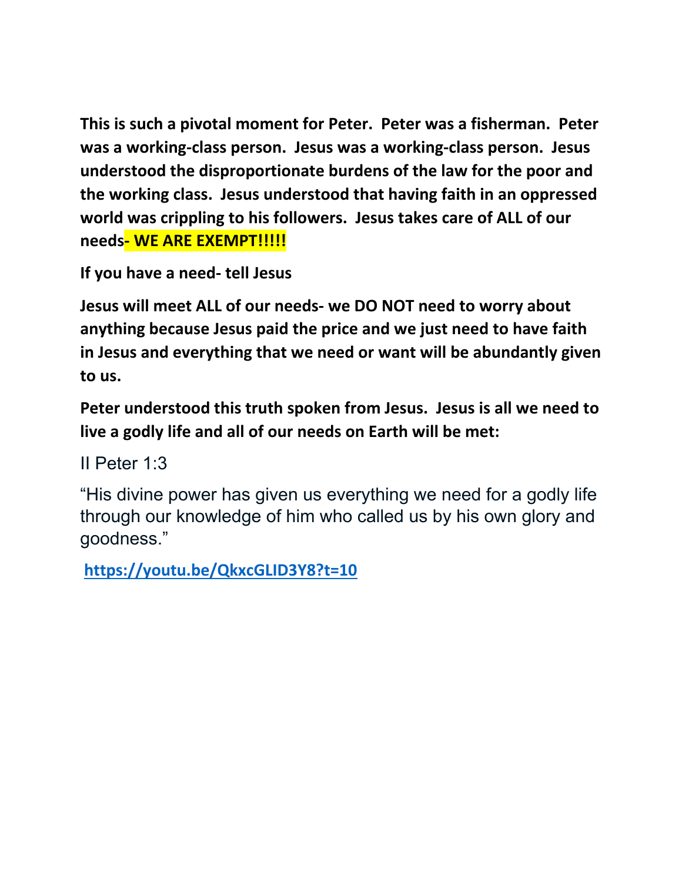**This is such a pivotal moment for Peter. Peter was a fisherman. Peter was a working-class person. Jesus was a working-class person. Jesus understood the disproportionate burdens of the law for the poor and the working class. Jesus understood that having faith in an oppressed world was crippling to his followers. Jesus takes care of ALL of our needs- WE ARE EXEMPT!!!!!**

**If you have a need- tell Jesus**

**Jesus will meet ALL of our needs- we DO NOT need to worry about anything because Jesus paid the price and we just need to have faith in Jesus and everything that we need or want will be abundantly given to us.**

**Peter understood this truth spoken from Jesus. Jesus is all we need to live a godly life and all of our needs on Earth will be met:**

II Peter 1:3

"His divine power has given us everything we need for a godly life through our knowledge of him who called us by his own glory and goodness."

**https://youtu.be/QkxcGLID3Y8?t=10**